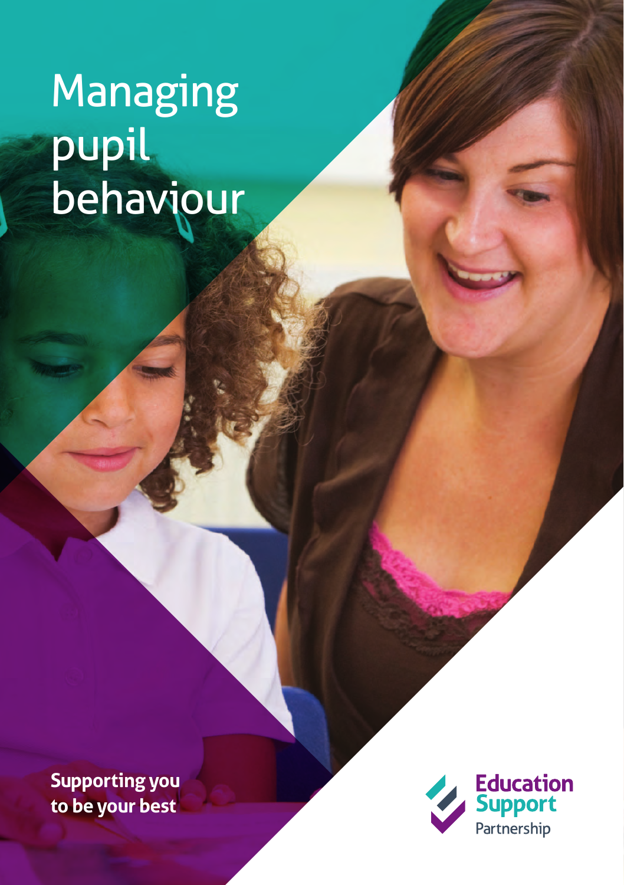# Managing pupil behaviour

**Supporting you to be your best**

Education Support Partnership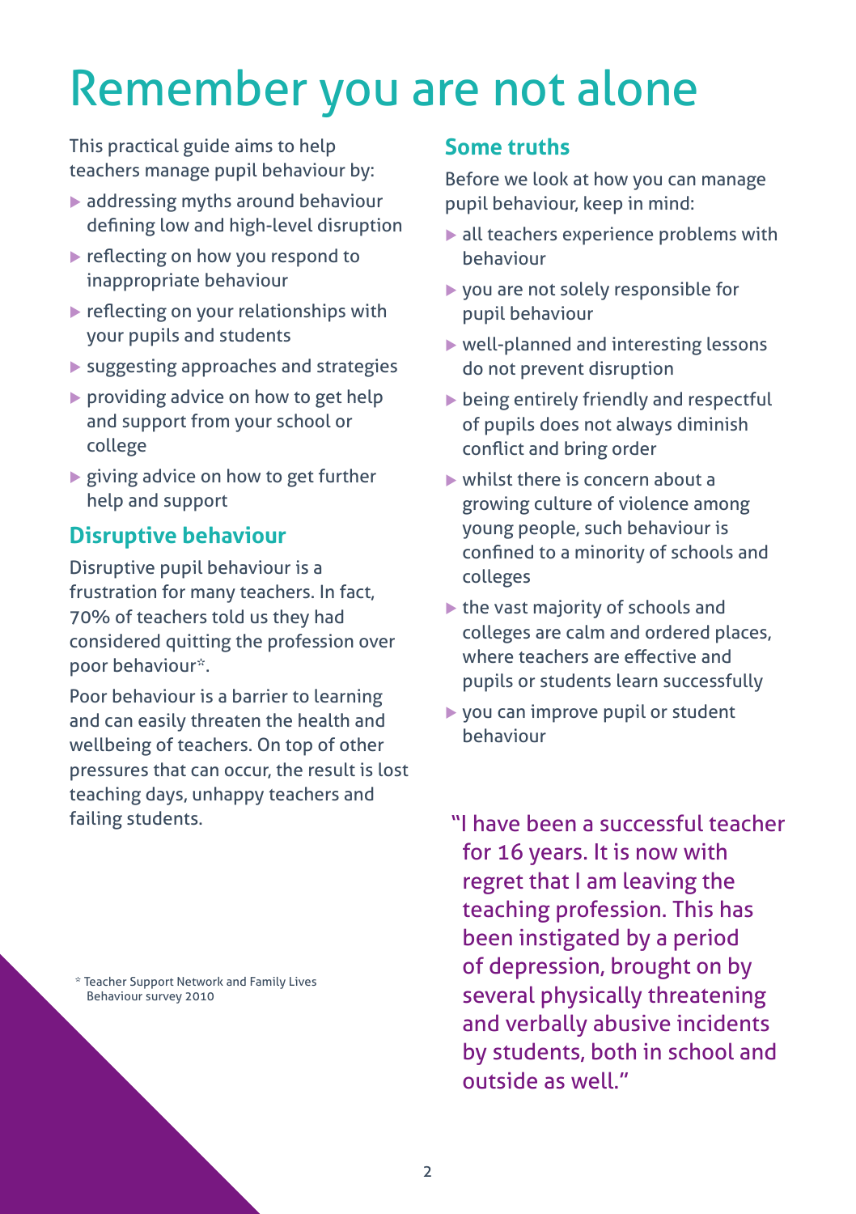# Remember you are not alone

This practical guide aims to help teachers manage pupil behaviour by:

- addressing myths around behaviour defining low and high-level disruption
- reflecting on how you respond to inappropriate behaviour
- reflecting on your relationships with your pupils and students
- suggesting approaches and strategies
- providing advice on how to get help and support from your school or college
- giving advice on how to get further help and support

## Disruptive behaviour

Disruptive pupil behaviour is a frustration for many teachers. In fact, 70% of teachers told us they had considered quitting the profession over poor behaviour*.

Poor behaviour is a barrier to learning and can easily threaten the health and wellbeing of teachers. On top of other pressures that can occur, the result is lost teaching days, unhappy teachers and failing students.

## Some truths

Before we look at how you can manage pupil behaviour, keep in mind:

- all teachers experience problems with behaviour
- you are not solely responsible for pupil behaviour
- well-planned and interesting lessons do not prevent disruption
- being entirely friendly and respectful of pupils does not always diminish conflict and bring order
- whilst there is concern about a growing culture of violence among young people, such behaviour is confined to a minority of schools and colleges
- the vast majority of schools and colleges are calm and ordered places, where teachers are effective and pupils or students learn successfully
- you can improve pupil or student behaviour

"I have been a successful teacher for 16 years. It is now with regret that I am leaving the teaching profession. This has been instigated by a period of depression, brought on by several physically threatening and verbally abusive incidents by students, both in school and outside as well."

\* Teacher Support Network and Family Lives Behaviour survey 2010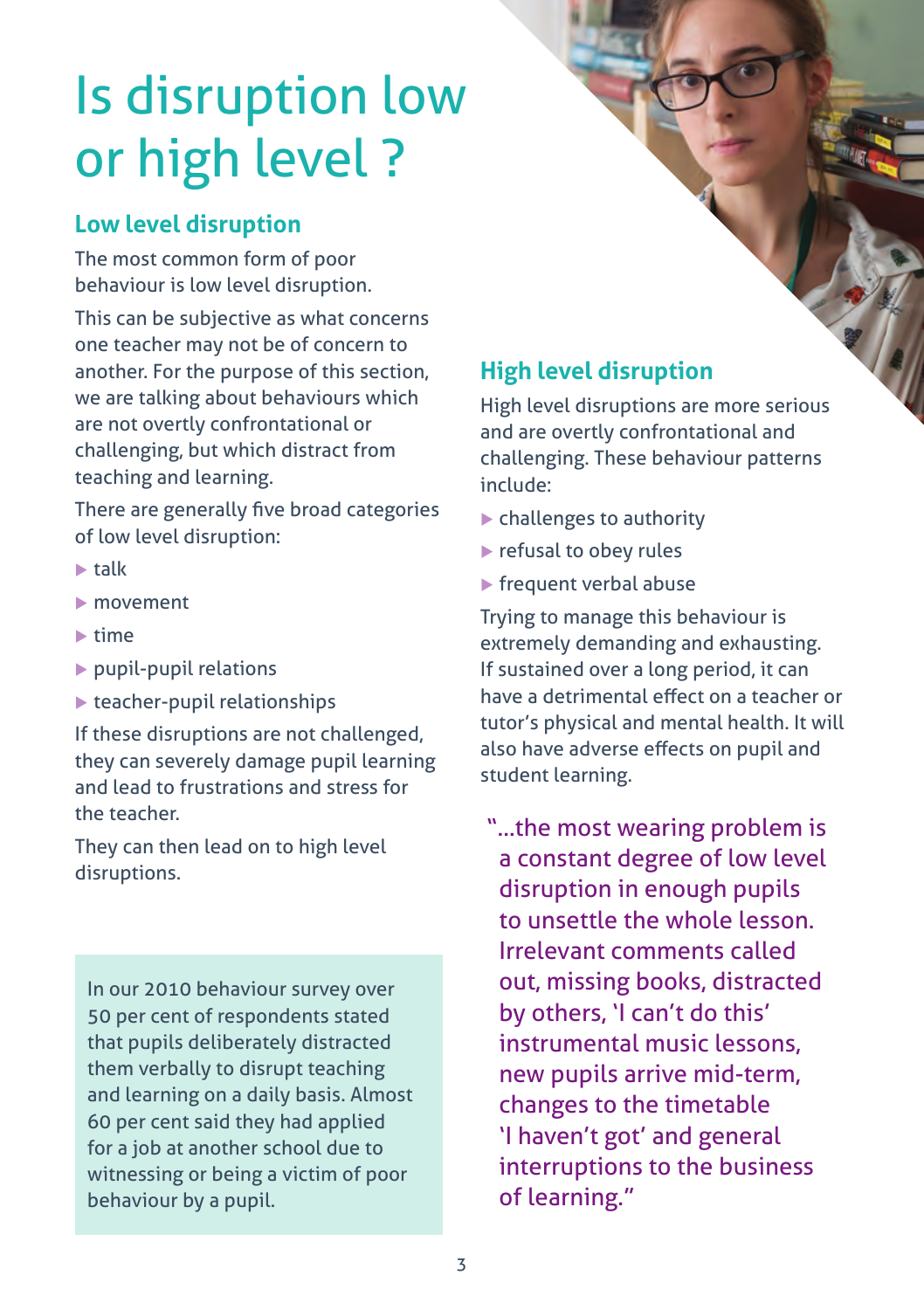# Is disruption low or high level ?

## Low level disruption

The most common form of poor behaviour is low level disruption.

This can be subjective as what concerns one teacher may not be of concern to another. For the purpose of this section, we are talking about behaviours which are not overtly confrontational or challenging, but which distract from teaching and learning.

There are generally five broad categories of low level disruption:

- talk
- movement
- time
- pupil-pupil relations
- teacher-pupil relationships

If these disruptions are not challenged, they can severely damage pupil learning and lead to frustrations and stress for the teacher.

They can then lead on to high level disruptions.

In our 2010 behaviour survey over 50 per cent of respondents stated that pupils deliberately distracted them verbally to disrupt teaching and learning on a daily basis. Almost 60 per cent said they had applied for a job at another school due to witnessing or being a victim of poor behaviour by a pupil.

## High level disruption

High level disruptions are more serious and are overtly confrontational and challenging. These behaviour patterns include:

- challenges to authority
- refusal to obey rules
- frequent verbal abuse

Trying to manage this behaviour is extremely demanding and exhausting. If sustained over a long period, it can have a detrimental effect on a teacher or tutor's physical and mental health. It will also have adverse effects on pupil and student learning.

"...the most wearing problem is a constant degree of low level disruption in enough pupils to unsettle the whole lesson. Irrelevant comments called out, missing books, distracted by others, 'I can't do this' instrumental music lessons, new pupils arrive mid-term, changes to the timetable 'I haven't got' and general interruptions to the business of learning."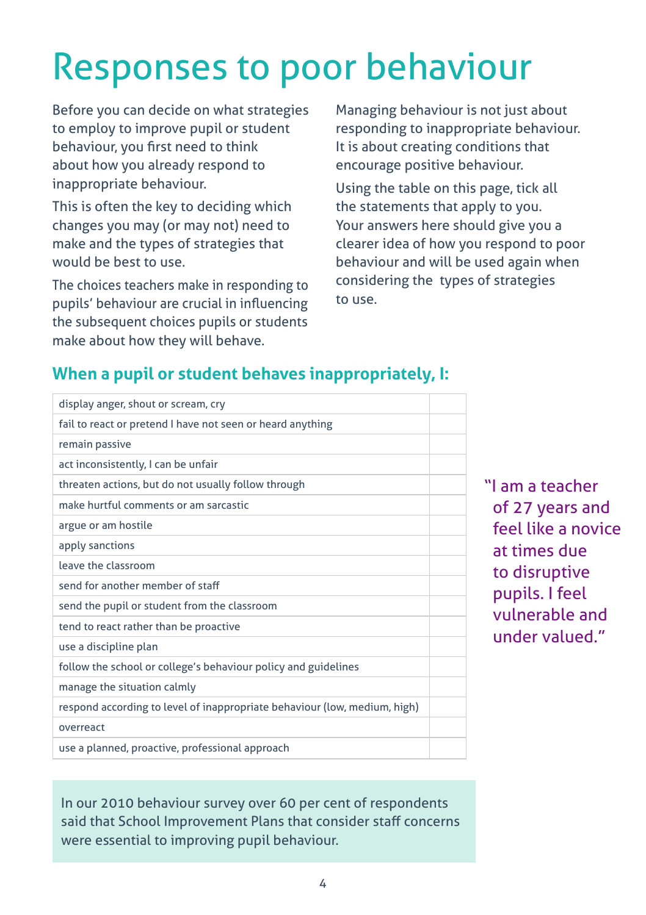# Responses to poor behaviour

Before you can decide on what strategies to employ to improve pupil or student behaviour, you first need to think about how you already respond to inappropriate behaviour.

This is often the key to deciding which changes you may (or may not) need to make and the types of strategies that would be best to use.

The choices teachers make in responding to pupils' behaviour are crucial in influencing the subsequent choices pupils or students make about how they will behave.

Managing behaviour is not just about responding to inappropriate behaviour. It is about creating conditions that encourage positive behaviour.

Using the table on this page, tick all the statements that apply to you. Your answers here should give you a clearer idea of how you respond to poor behaviour and will be used again when considering the types of strategies to use.

## When a pupil or student behaves inappropriately, I:

| | |
|---|---|
| display anger, shout or scream, cry | |
| fail to react or pretend I have not seen or heard anything | |
| remain passive | |
| act inconsistently, I can be unfair | |
| threaten actions, but do not usually follow through | |
| make hurtful comments or am sarcastic | |
| argue or am hostile | |
| apply sanctions | |
| leave the classroom | |
| send for another member of staff | |
| send the pupil or student from the classroom | |
| tend to react rather than be proactive | |
| use a discipline plan | |
| follow the school or college's behaviour policy and guidelines | |
| manage the situation calmly | |
| respond according to level of inappropriate behaviour (low, medium, high) | |
| overreact | |
| use a planned, proactive, professional approach | |

"I am a teacher of 27 years and feel like a novice at times due to disruptive pupils. I feel vulnerable and under valued."

In our 2010 behaviour survey over 60 per cent of respondents said that School Improvement Plans that consider staff concerns were essential to improving pupil behaviour.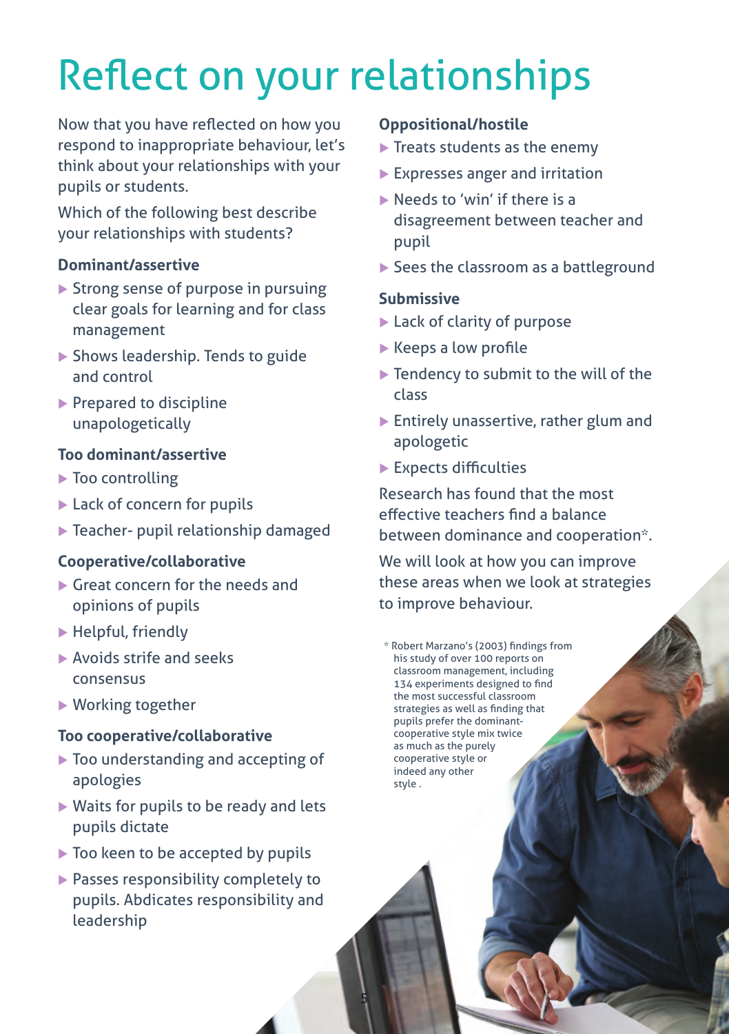# Reflect on your relationships

Now that you have reflected on how you respond to inappropriate behaviour, let's think about your relationships with your pupils or students.

Which of the following best describe your relationships with students?

**Dominant/assertive**

- Strong sense of purpose in pursuing clear goals for learning and for class management
- Shows leadership. Tends to guide and control
- Prepared to discipline unapologetically

**Too dominant/assertive**

- Too controlling
- Lack of concern for pupils
- Teacher- pupil relationship damaged

**Cooperative/collaborative**

- Great concern for the needs and opinions of pupils
- Helpful, friendly
- Avoids strife and seeks consensus
- Working together

**Too cooperative/collaborative**

- Too understanding and accepting of apologies
- Waits for pupils to be ready and lets pupils dictate
- Too keen to be accepted by pupils
- Passes responsibility completely to pupils. Abdicates responsibility and leadership

**Oppositional/hostile**

- Treats students as the enemy
- Expresses anger and irritation
- Needs to 'win' if there is a disagreement between teacher and pupil
- Sees the classroom as a battleground

**Submissive**

- Lack of clarity of purpose
- Keeps a low profile
- Tendency to submit to the will of the class
- Entirely unassertive, rather glum and apologetic
- Expects difficulties

Research has found that the most effective teachers find a balance between dominance and cooperation*.

We will look at how you can improve these areas when we look at strategies to improve behaviour.

\* Robert Marzano's (2003) findings from his study of over 100 reports on classroom management, including 134 experiments designed to find the most successful classroom strategies as well as finding that pupils prefer the dominant-cooperative style mix twice as much as the purely cooperative style or indeed any other style .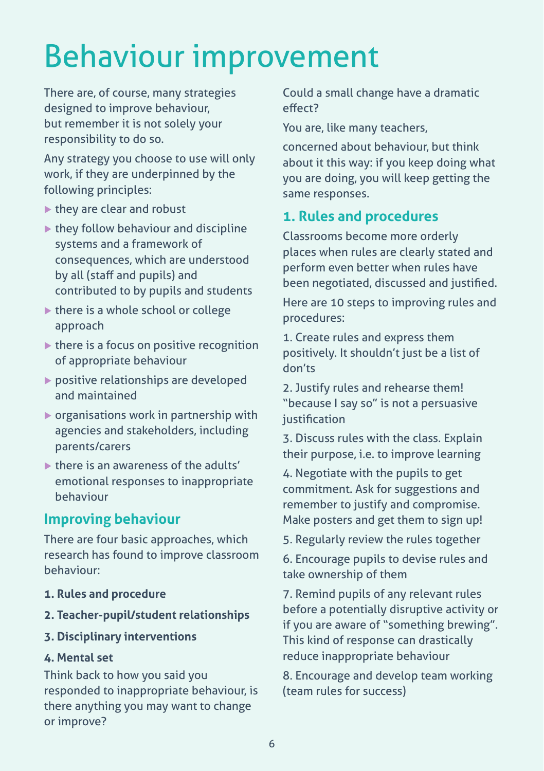# Behaviour improvement

There are, of course, many strategies designed to improve behaviour, but remember it is not solely your responsibility to do so.

Any strategy you choose to use will only work, if they are underpinned by the following principles:

- they are clear and robust
- they follow behaviour and discipline systems and a framework of consequences, which are understood by all (staff and pupils) and contributed to by pupils and students
- there is a whole school or college approach
- there is a focus on positive recognition of appropriate behaviour
- positive relationships are developed and maintained
- organisations work in partnership with agencies and stakeholders, including parents/carers
- there is an awareness of the adults' emotional responses to inappropriate behaviour

## Improving behaviour

There are four basic approaches, which research has found to improve classroom behaviour:

**1. Rules and procedure**

**2. Teacher-pupil/student relationships**

**3. Disciplinary interventions**

**4. Mental set**

Think back to how you said you responded to inappropriate behaviour, is there anything you may want to change or improve?

Could a small change have a dramatic effect?

You are, like many teachers,

concerned about behaviour, but think about it this way: if you keep doing what you are doing, you will keep getting the same responses.

## 1. Rules and procedures

Classrooms become more orderly places when rules are clearly stated and perform even better when rules have been negotiated, discussed and justified.

Here are 10 steps to improving rules and procedures:

1. Create rules and express them positively. It shouldn't just be a list of don'ts

2. Justify rules and rehearse them! "because I say so" is not a persuasive justification

3. Discuss rules with the class. Explain their purpose, i.e. to improve learning

4. Negotiate with the pupils to get commitment. Ask for suggestions and remember to justify and compromise. Make posters and get them to sign up!

5. Regularly review the rules together

6. Encourage pupils to devise rules and take ownership of them

7. Remind pupils of any relevant rules before a potentially disruptive activity or if you are aware of "something brewing". This kind of response can drastically reduce inappropriate behaviour

8. Encourage and develop team working (team rules for success)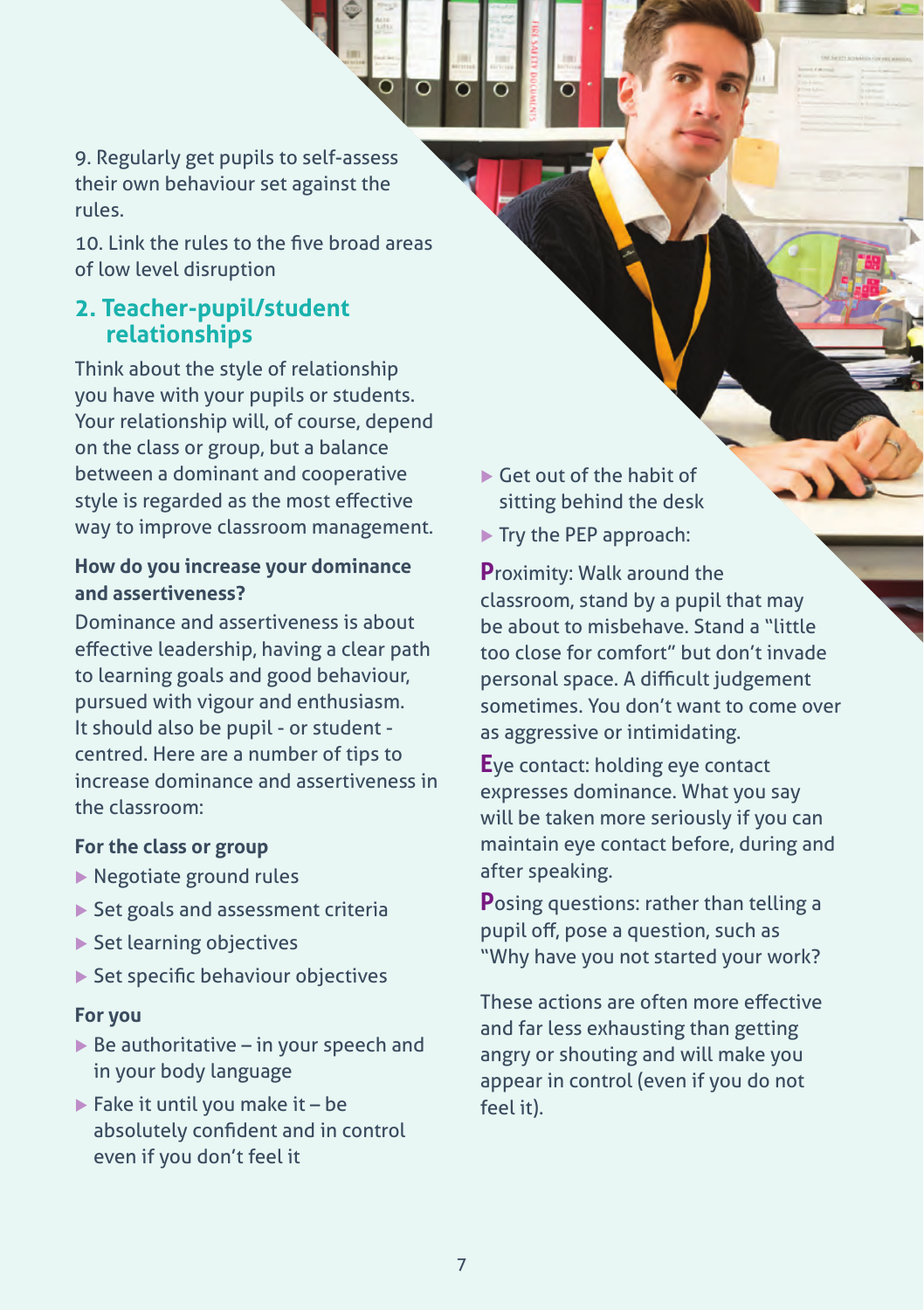9. Regularly get pupils to self-assess their own behaviour set against the rules.

10. Link the rules to the five broad areas of low level disruption

## 2. Teacher-pupil/student relationships

Think about the style of relationship you have with your pupils or students. Your relationship will, of course, depend on the class or group, but a balance between a dominant and cooperative style is regarded as the most effective way to improve classroom management.

### How do you increase your dominance and assertiveness?

Dominance and assertiveness is about effective leadership, having a clear path to learning goals and good behaviour, pursued with vigour and enthusiasm. It should also be pupil - or student - centred. Here are a number of tips to increase dominance and assertiveness in the classroom:

### For the class or group

- Negotiate ground rules
- Set goals and assessment criteria
- Set learning objectives
- Set specific behaviour objectives

### For you

- Be authoritative – in your speech and in your body language
- Fake it until you make it – be absolutely confident and in control even if you don't feel it
- Get out of the habit of sitting behind the desk
- Try the PEP approach:

**P**roximity: Walk around the classroom, stand by a pupil that may be about to misbehave. Stand a "little too close for comfort" but don't invade personal space. A difficult judgement sometimes. You don't want to come over as aggressive or intimidating.

**E**ye contact: holding eye contact expresses dominance. What you say will be taken more seriously if you can maintain eye contact before, during and after speaking.

**P**osing questions: rather than telling a pupil off, pose a question, such as "Why have you not started your work?

These actions are often more effective and far less exhausting than getting angry or shouting and will make you appear in control (even if you do not feel it).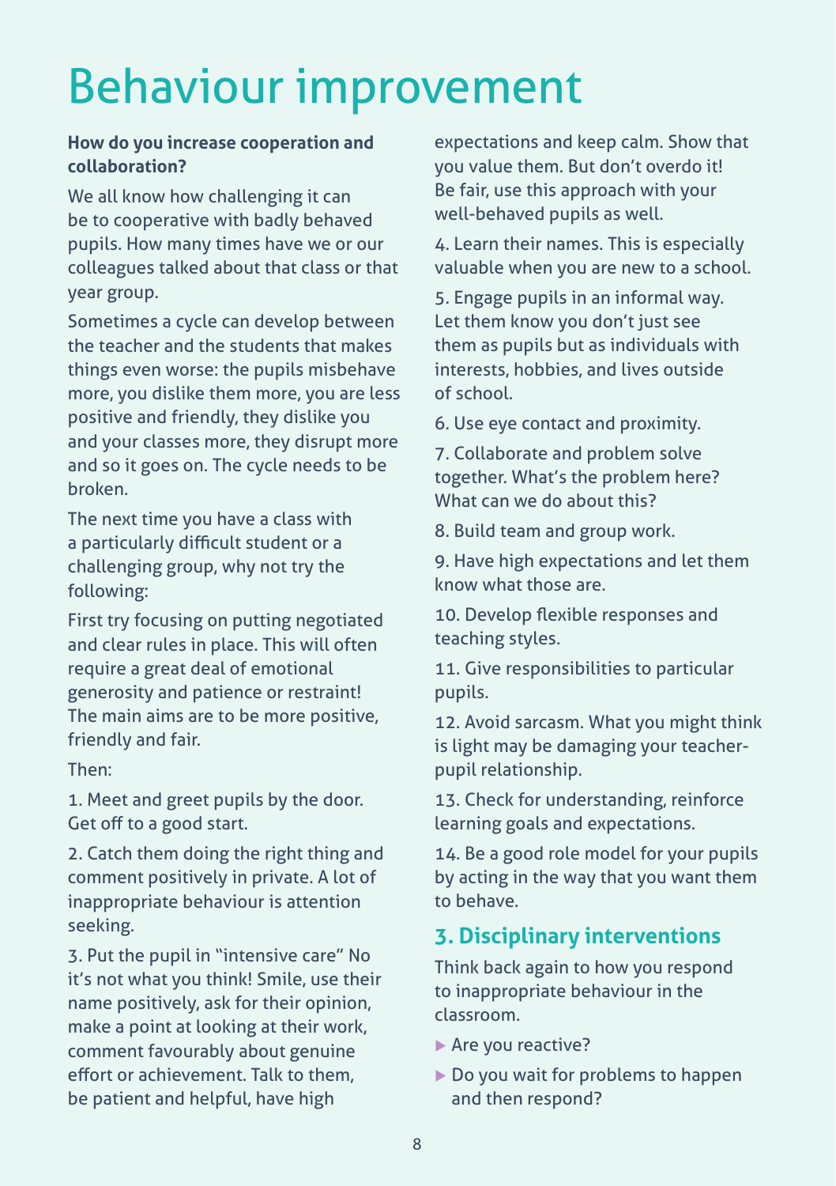# Behaviour improvement

**How do you increase cooperation and collaboration?**

We all know how challenging it can be to cooperative with badly behaved pupils. How many times have we or our colleagues talked about that class or that year group.

Sometimes a cycle can develop between the teacher and the students that makes things even worse: the pupils misbehave more, you dislike them more, you are less positive and friendly, they dislike you and your classes more, they disrupt more and so it goes on. The cycle needs to be broken.

The next time you have a class with a particularly difficult student or a challenging group, why not try the following:

First try focusing on putting negotiated and clear rules in place. This will often require a great deal of emotional generosity and patience or restraint! The main aims are to be more positive, friendly and fair.

Then:

1. Meet and greet pupils by the door. Get off to a good start.

2. Catch them doing the right thing and comment positively in private. A lot of inappropriate behaviour is attention seeking.

3. Put the pupil in "intensive care" No it's not what you think! Smile, use their name positively, ask for their opinion, make a point at looking at their work, comment favourably about genuine effort or achievement. Talk to them, be patient and helpful, have high expectations and keep calm. Show that you value them. But don't overdo it! Be fair, use this approach with your well-behaved pupils as well.

4. Learn their names. This is especially valuable when you are new to a school.

5. Engage pupils in an informal way. Let them know you don't just see them as pupils but as individuals with interests, hobbies, and lives outside of school.

6. Use eye contact and proximity.

7. Collaborate and problem solve together. What's the problem here? What can we do about this?

8. Build team and group work.

9. Have high expectations and let them know what those are.

10. Develop flexible responses and teaching styles.

11. Give responsibilities to particular pupils.

12. Avoid sarcasm. What you might think is light may be damaging your teacher-pupil relationship.

13. Check for understanding, reinforce learning goals and expectations.

14. Be a good role model for your pupils by acting in the way that you want them to behave.

## 3. Disciplinary interventions

Think back again to how you respond to inappropriate behaviour in the classroom.

- Are you reactive?
- Do you wait for problems to happen and then respond?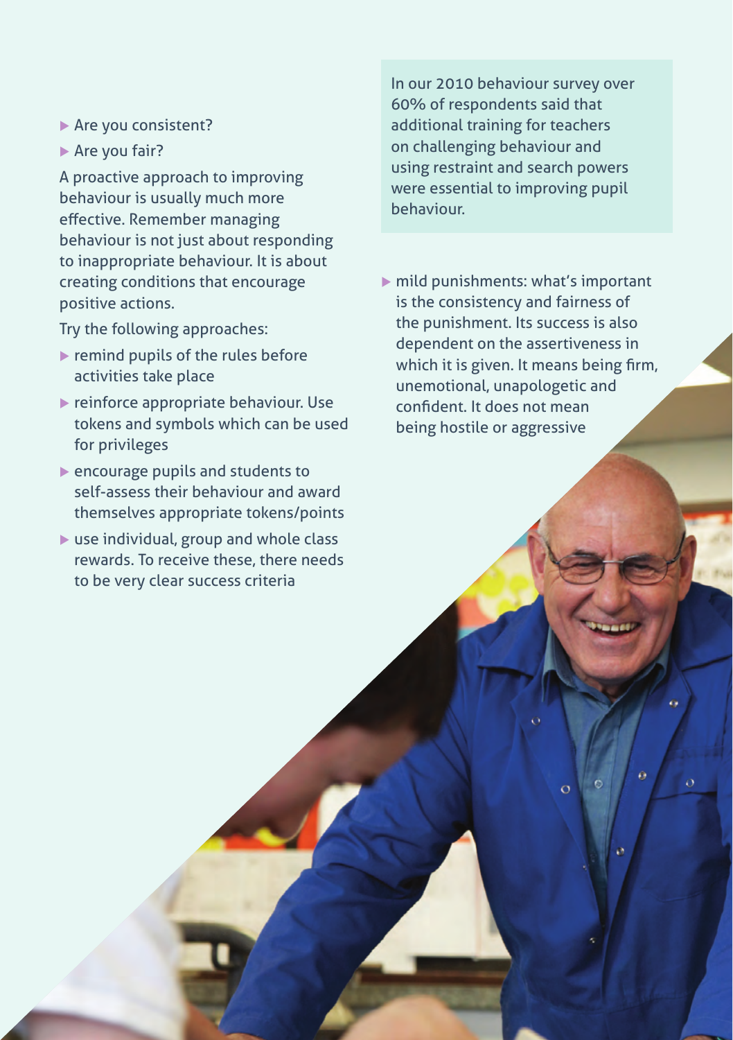- Are you consistent?
- Are you fair?

A proactive approach to improving behaviour is usually much more effective. Remember managing behaviour is not just about responding to inappropriate behaviour. It is about creating conditions that encourage positive actions.

Try the following approaches:

- remind pupils of the rules before activities take place
- reinforce appropriate behaviour. Use tokens and symbols which can be used for privileges
- encourage pupils and students to self-assess their behaviour and award themselves appropriate tokens/points
- use individual, group and whole class rewards. To receive these, there needs to be very clear success criteria

In our 2010 behaviour survey over 60% of respondents said that additional training for teachers on challenging behaviour and using restraint and search powers were essential to improving pupil behaviour.

- mild punishments: what's important is the consistency and fairness of the punishment. Its success is also dependent on the assertiveness in which it is given. It means being firm, unemotional, unapologetic and confident. It does not mean being hostile or aggressive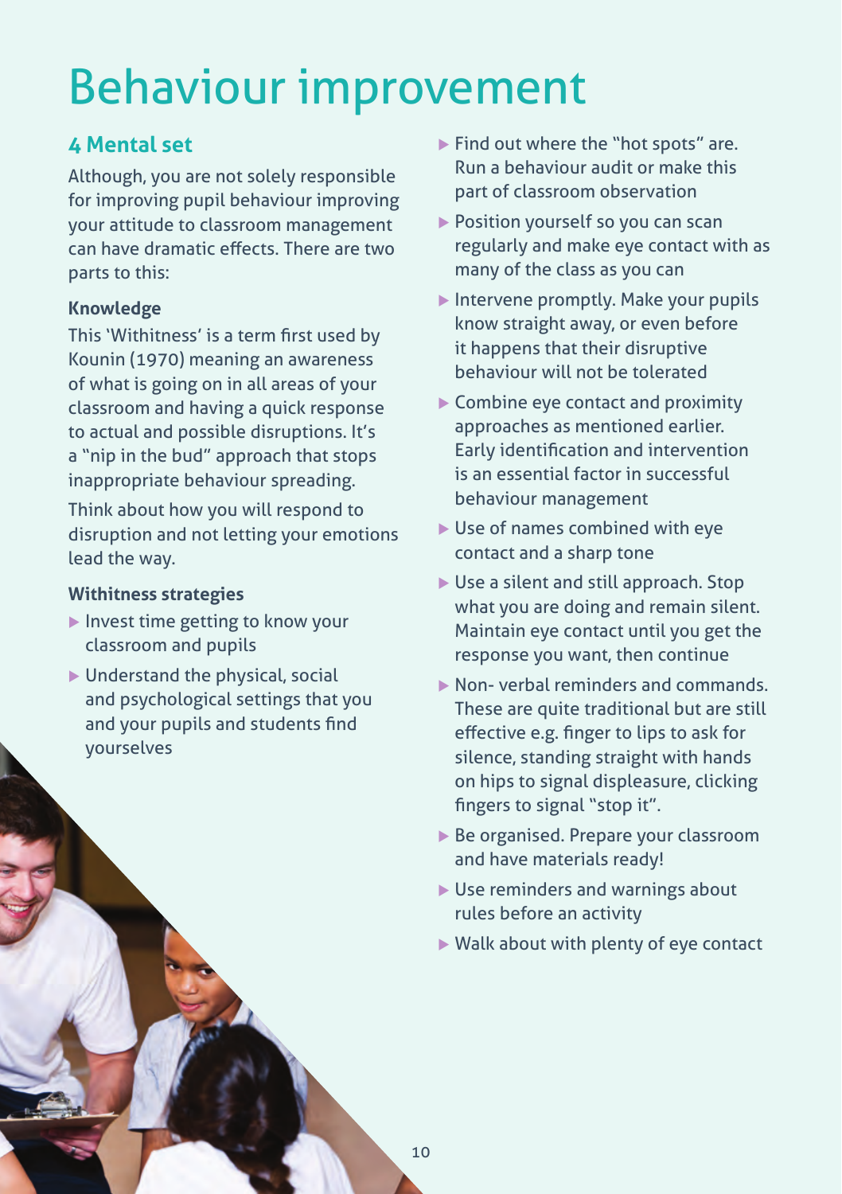# Behaviour improvement

## 4 Mental set

Although, you are not solely responsible for improving pupil behaviour improving your attitude to classroom management can have dramatic effects. There are two parts to this:

### Knowledge

This 'Withitness' is a term first used by Kounin (1970) meaning an awareness of what is going on in all areas of your classroom and having a quick response to actual and possible disruptions. It's a "nip in the bud" approach that stops inappropriate behaviour spreading.

Think about how you will respond to disruption and not letting your emotions lead the way.

### Withitness strategies

- Invest time getting to know your classroom and pupils
- Understand the physical, social and psychological settings that you and your pupils and students find yourselves
- Find out where the "hot spots" are. Run a behaviour audit or make this part of classroom observation
- Position yourself so you can scan regularly and make eye contact with as many of the class as you can
- Intervene promptly. Make your pupils know straight away, or even before it happens that their disruptive behaviour will not be tolerated
- Combine eye contact and proximity approaches as mentioned earlier. Early identification and intervention is an essential factor in successful behaviour management
- Use of names combined with eye contact and a sharp tone
- Use a silent and still approach. Stop what you are doing and remain silent. Maintain eye contact until you get the response you want, then continue
- Non- verbal reminders and commands. These are quite traditional but are still effective e.g. finger to lips to ask for silence, standing straight with hands on hips to signal displeasure, clicking fingers to signal "stop it".
- Be organised. Prepare your classroom and have materials ready!
- Use reminders and warnings about rules before an activity
- Walk about with plenty of eye contact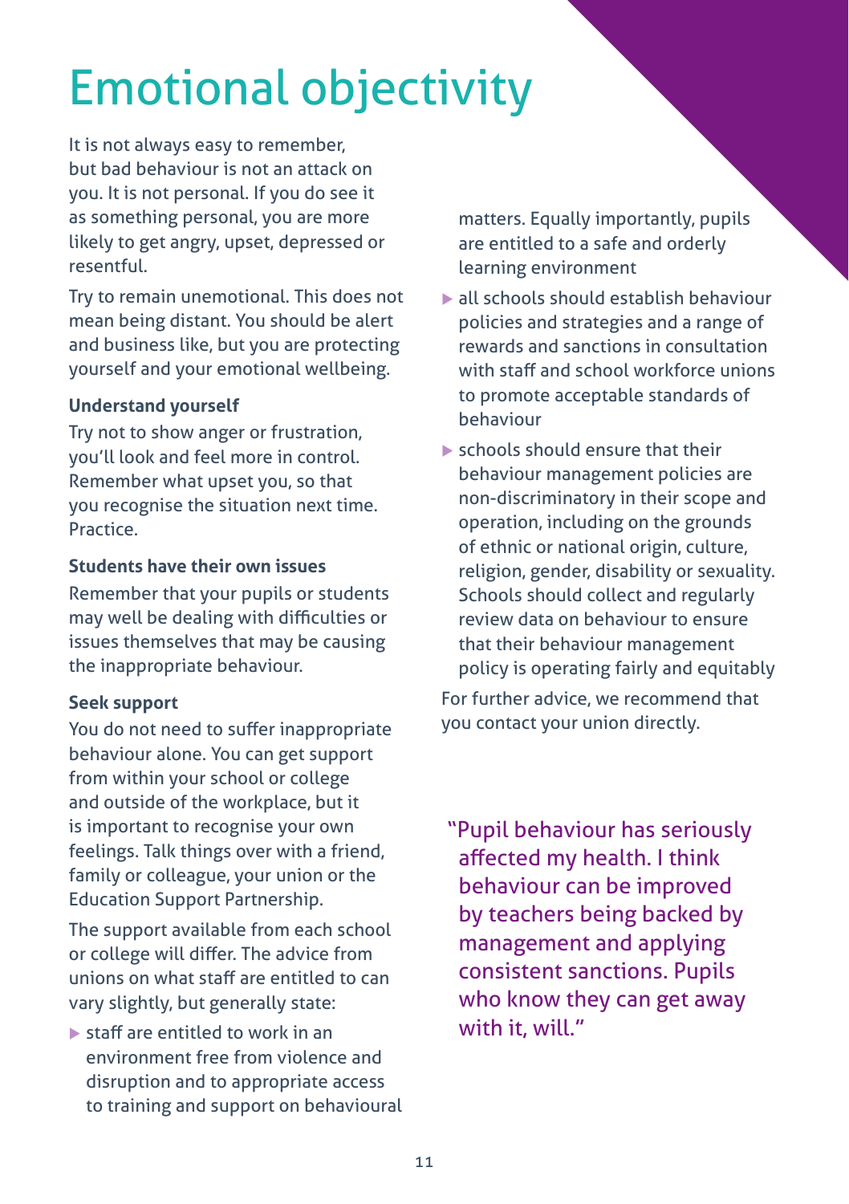# Emotional objectivity

It is not always easy to remember, but bad behaviour is not an attack on you. It is not personal. If you do see it as something personal, you are more likely to get angry, upset, depressed or resentful.

Try to remain unemotional. This does not mean being distant. You should be alert and business like, but you are protecting yourself and your emotional wellbeing.

**Understand yourself**

Try not to show anger or frustration, you'll look and feel more in control. Remember what upset you, so that you recognise the situation next time. Practice.

**Students have their own issues**

Remember that your pupils or students may well be dealing with difficulties or issues themselves that may be causing the inappropriate behaviour.

**Seek support**

You do not need to suffer inappropriate behaviour alone. You can get support from within your school or college and outside of the workplace, but it is important to recognise your own feelings. Talk things over with a friend, family or colleague, your union or the Education Support Partnership.

The support available from each school or college will differ. The advice from unions on what staff are entitled to can vary slightly, but generally state:

- staff are entitled to work in an environment free from violence and disruption and to appropriate access to training and support on behavioural matters. Equally importantly, pupils are entitled to a safe and orderly learning environment
- all schools should establish behaviour policies and strategies and a range of rewards and sanctions in consultation with staff and school workforce unions to promote acceptable standards of behaviour
- schools should ensure that their behaviour management policies are non-discriminatory in their scope and operation, including on the grounds of ethnic or national origin, culture, religion, gender, disability or sexuality. Schools should collect and regularly review data on behaviour to ensure that their behaviour management policy is operating fairly and equitably

For further advice, we recommend that you contact your union directly.

"Pupil behaviour has seriously affected my health. I think behaviour can be improved by teachers being backed by management and applying consistent sanctions. Pupils who know they can get away with it, will."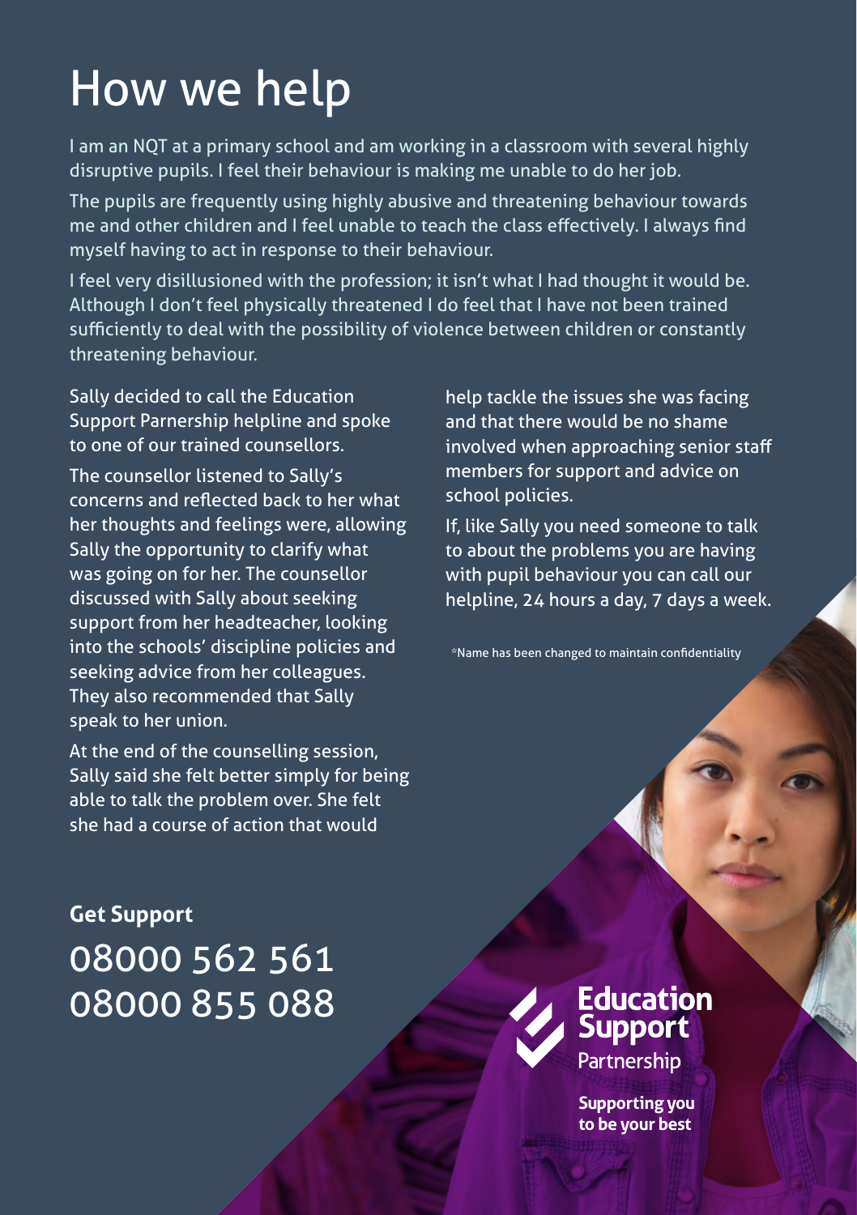# How we help

I am an NQT at a primary school and am working in a classroom with several highly disruptive pupils. I feel their behaviour is making me unable to do her job.

The pupils are frequently using highly abusive and threatening behaviour towards me and other children and I feel unable to teach the class effectively. I always find myself having to act in response to their behaviour.

I feel very disillusioned with the profession; it isn't what I had thought it would be. Although I don't feel physically threatened I do feel that I have not been trained sufficiently to deal with the possibility of violence between children or constantly threatening behaviour.

Sally decided to call the Education Support Parnership helpline and spoke to one of our trained counsellors.

The counsellor listened to Sally's concerns and reflected back to her what her thoughts and feelings were, allowing Sally the opportunity to clarify what was going on for her. The counsellor discussed with Sally about seeking support from her headteacher, looking into the schools' discipline policies and seeking advice from her colleagues. They also recommended that Sally speak to her union.

At the end of the counselling session, Sally said she felt better simply for being able to talk the problem over. She felt she had a course of action that would help tackle the issues she was facing and that there would be no shame involved when approaching senior staff members for support and advice on school policies.

If, like Sally you need someone to talk to about the problems you are having with pupil behaviour you can call our helpline, 24 hours a day, 7 days a week.

*Name has been changed to maintain confidentiality

**Get Support**

08000 562 561
08000 855 088

Education Support Partnership

**Supporting you to be your best**